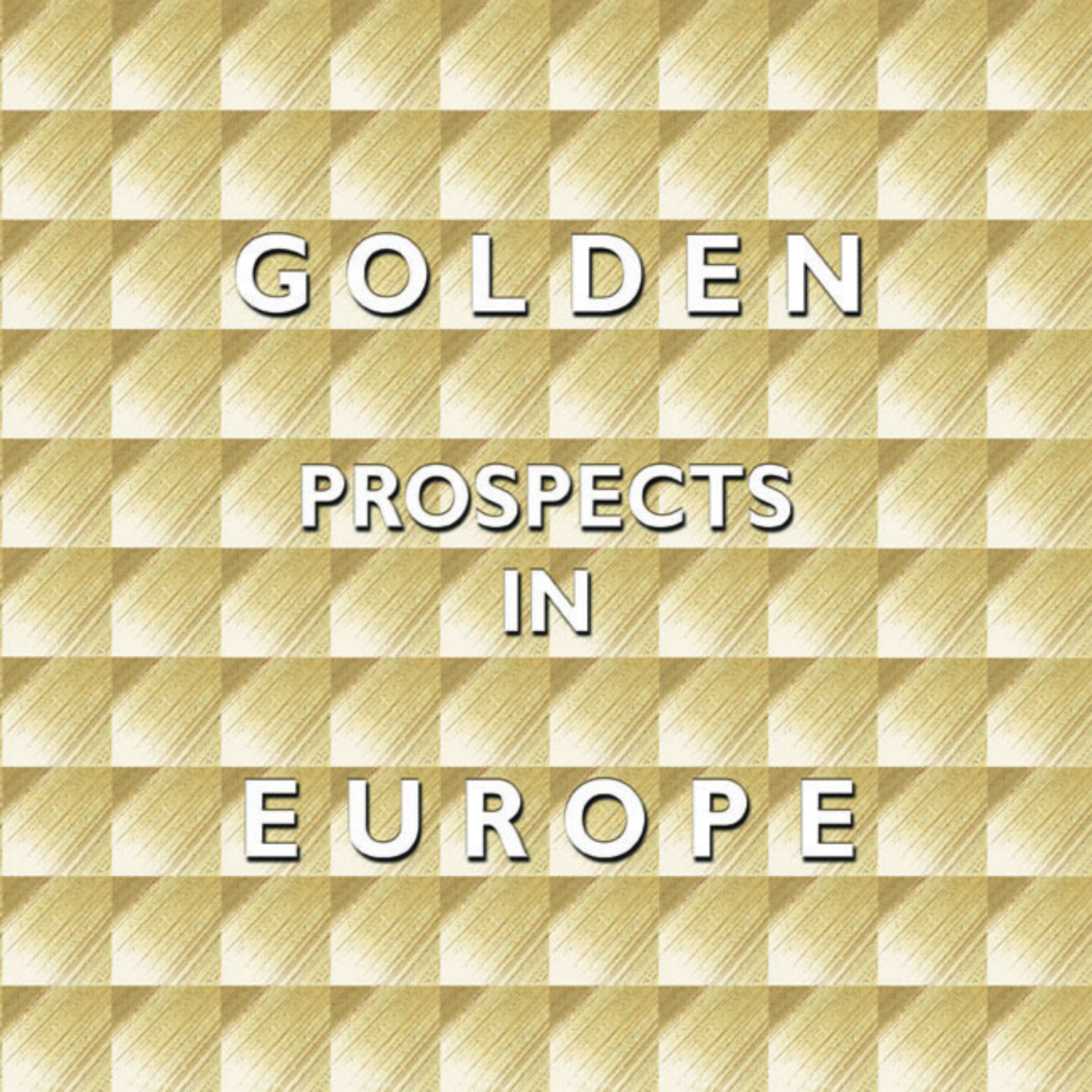# GOLDEN

## PROSPECTS IN

# EUROPE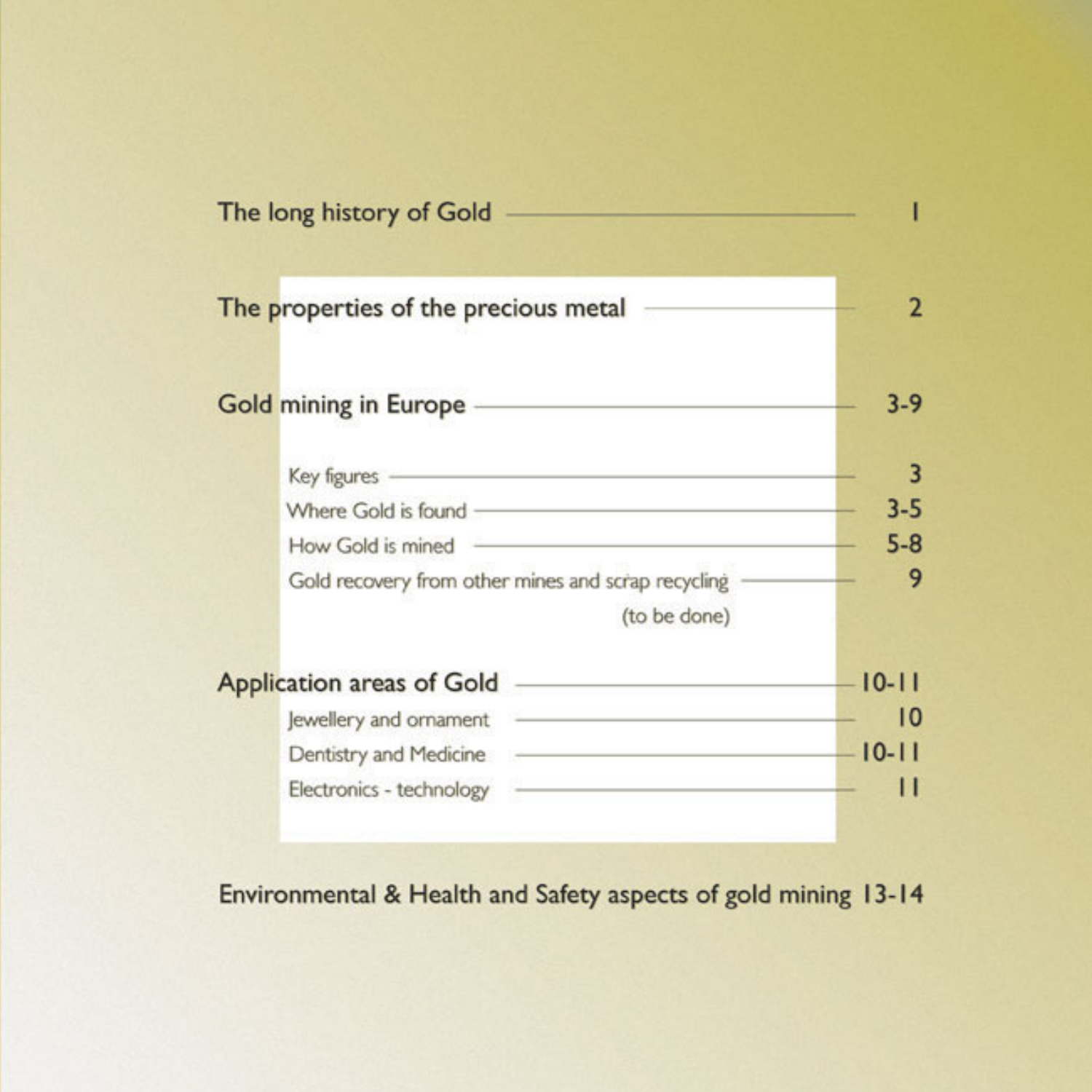The long history of Gold — 1

The properties of the precious metal — 2

Gold mining in Europe — 3-9

- Key figures — 3
- Where Gold is found — 3-5
- How Gold is mined — 5-8
- Gold recovery from other mines and scrap recycling — 9 (to be done)

Application areas of Gold — 10-11

- Jewellery and ornament — 10
- Dentistry and Medicine — 10-11
- Electronics - technology — 11

Environmental & Health and Safety aspects of gold mining 13-14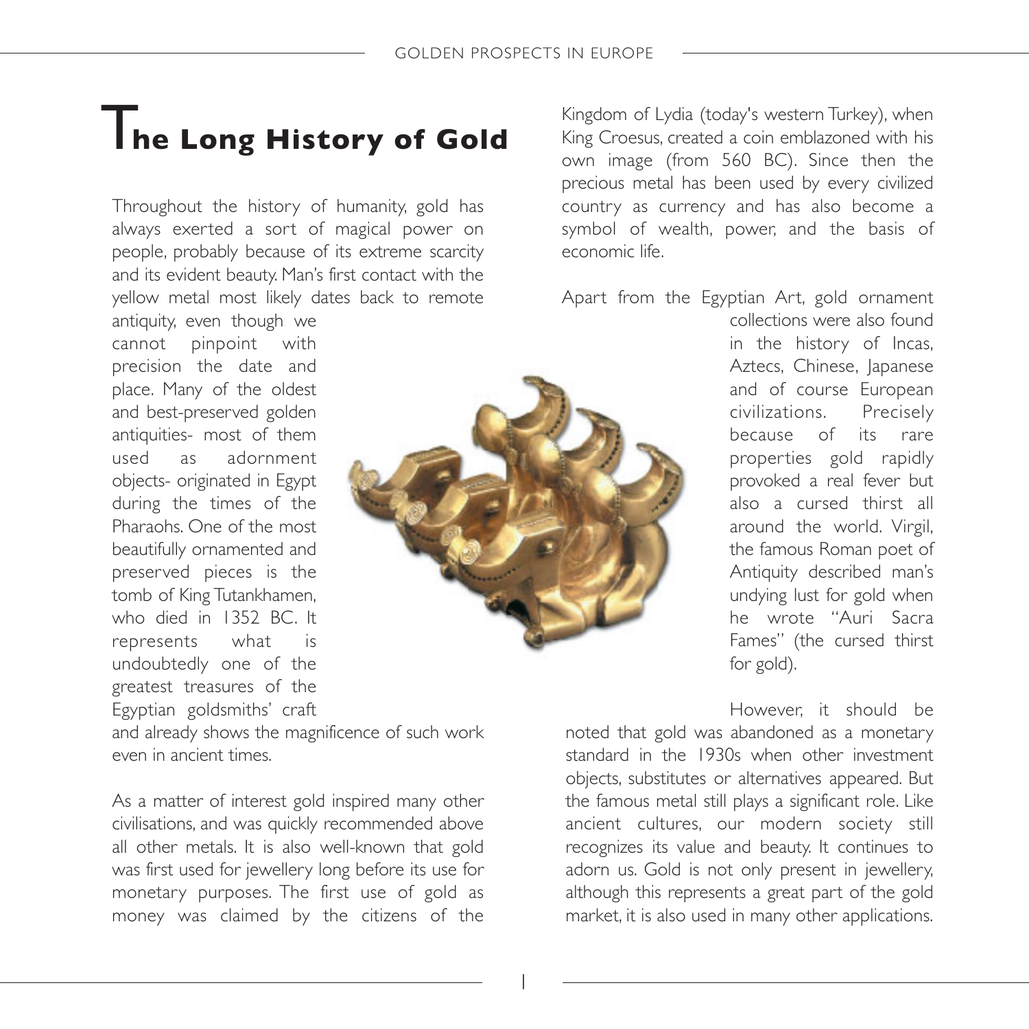# The Long History of Gold

Throughout the history of humanity, gold has always exerted a sort of magical power on people, probably because of its extreme scarcity and its evident beauty. Man's first contact with the yellow metal most likely dates back to remote antiquity, even though we cannot pinpoint with precision the date and place. Many of the oldest and best-preserved golden antiquities- most of them used as adornment objects- originated in Egypt during the times of the Pharaohs. One of the most beautifully ornamented and preserved pieces is the tomb of King Tutankhamen, who died in 1352 BC. It represents what is undoubtedly one of the greatest treasures of the Egyptian goldsmiths' craft and already shows the magnificence of such work even in ancient times.

As a matter of interest gold inspired many other civilisations, and was quickly recommended above all other metals. It is also well-known that gold was first used for jewellery long before its use for monetary purposes. The first use of gold as money was claimed by the citizens of the Kingdom of Lydia (today's western Turkey), when King Croesus, created a coin emblazoned with his own image (from 560 BC). Since then the precious metal has been used by every civilized country as currency and has also become a symbol of wealth, power, and the basis of economic life.

Apart from the Egyptian Art, gold ornament collections were also found in the history of Incas, Aztecs, Chinese, Japanese and of course European civilizations. Precisely because of its rare properties gold rapidly provoked a real fever but also a cursed thirst all around the world. Virgil, the famous Roman poet of Antiquity described man's undying lust for gold when he wrote "Auri Sacra Fames" (the cursed thirst for gold).

However, it should be noted that gold was abandoned as a monetary standard in the 1930s when other investment objects, substitutes or alternatives appeared. But the famous metal still plays a significant role. Like ancient cultures, our modern society still recognizes its value and beauty. It continues to adorn us. Gold is not only present in jewellery, although this represents a great part of the gold market, it is also used in many other applications.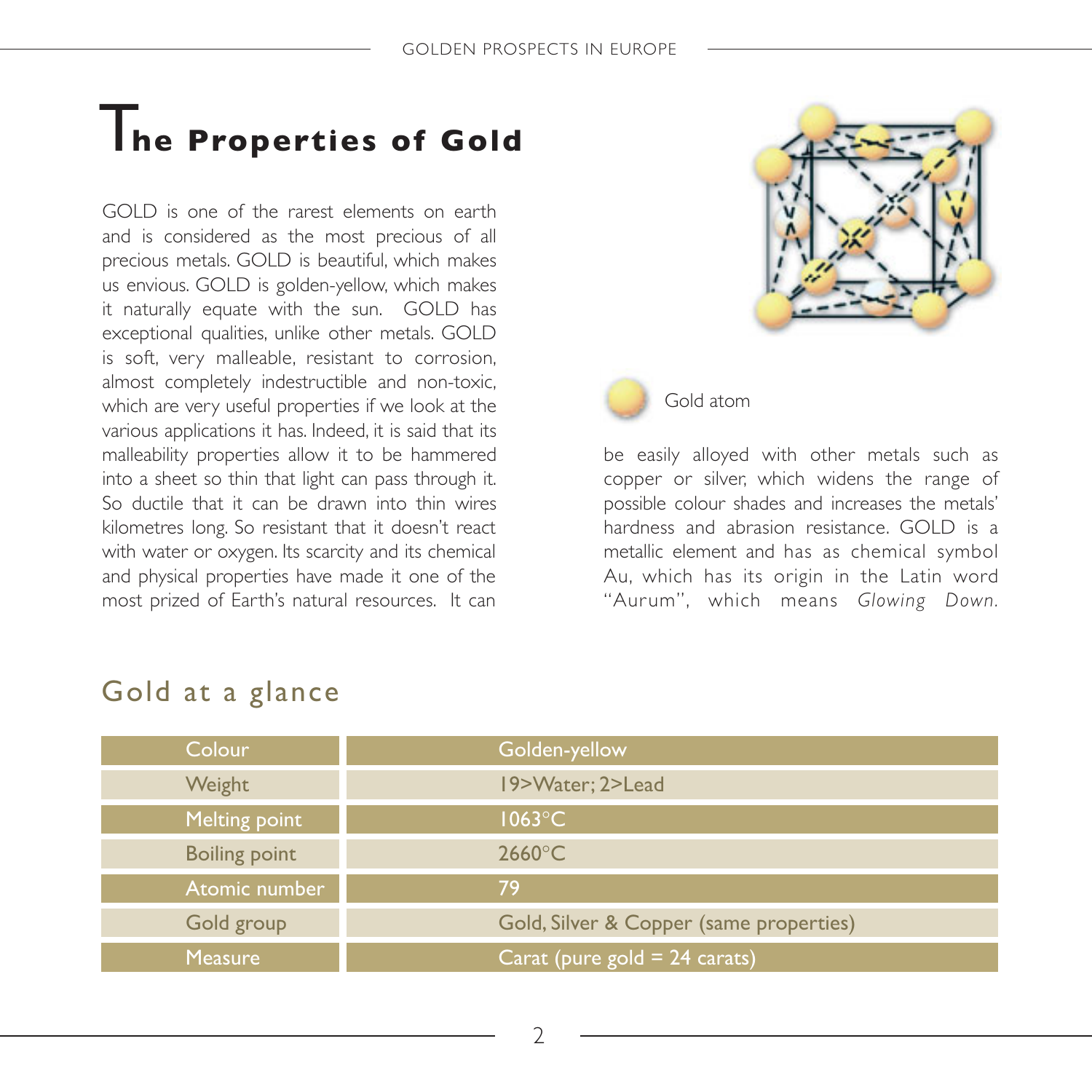# The Properties of Gold

GOLD is one of the rarest elements on earth and is considered as the most precious of all precious metals. GOLD is beautiful, which makes us envious. GOLD is golden-yellow, which makes it naturally equate with the sun. GOLD has exceptional qualities, unlike other metals. GOLD is soft, very malleable, resistant to corrosion, almost completely indestructible and non-toxic, which are very useful properties if we look at the various applications it has. Indeed, it is said that its malleability properties allow it to be hammered into a sheet so thin that light can pass through it. So ductile that it can be drawn into thin wires kilometres long. So resistant that it doesn't react with water or oxygen. Its scarcity and its chemical and physical properties have made it one of the most prized of Earth's natural resources. It can be easily alloyed with other metals such as copper or silver, which widens the range of possible colour shades and increases the metals' hardness and abrasion resistance. GOLD is a metallic element and has as chemical symbol Au, which has its origin in the Latin word "Aurum", which means *Glowing Down.*

Gold atom

## Gold at a glance

| | |
|---|---|
| Colour | Golden-yellow |
| Weight | 19>Water; 2>Lead |
| Melting point | 1063°C |
| Boiling point | 2660°C |
| Atomic number | 79 |
| Gold group | Gold, Silver & Copper (same properties) |
| Measure | Carat (pure gold = 24 carats) |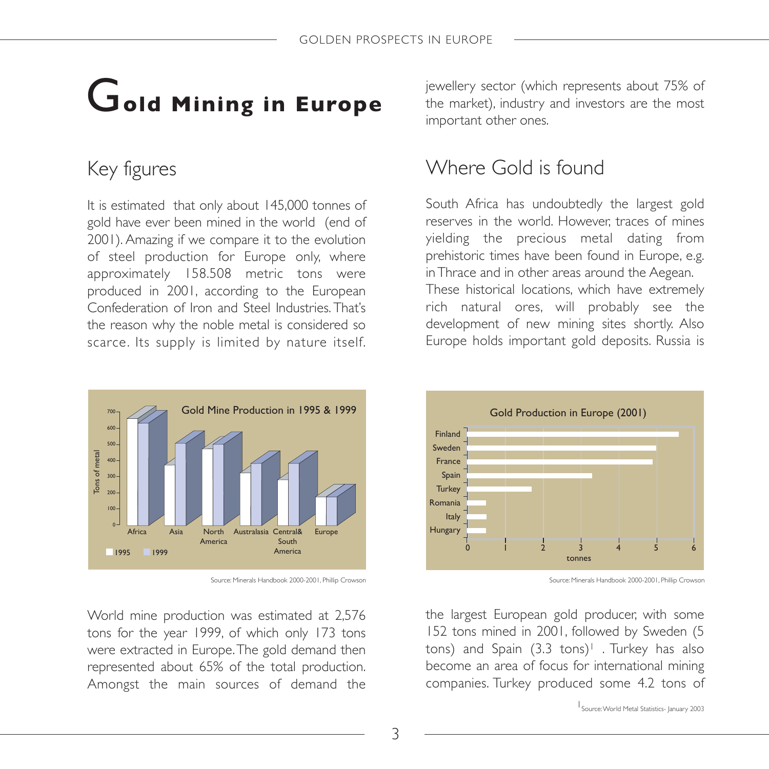# Gold Mining in Europe

## Key figures

It is estimated that only about 145,000 tonnes of gold have ever been mined in the world (end of 2001). Amazing if we compare it to the evolution of steel production for Europe only, where approximately 158.508 metric tons were produced in 2001, according to the European Confederation of Iron and Steel Industries. That's the reason why the noble metal is considered so scarce. Its supply is limited by nature itself.

Gold Mine Production in 1995 & 1999

Source: Minerals Handbook 2000-2001, Phillip Crowson

World mine production was estimated at 2,576 tons for the year 1999, of which only 173 tons were extracted in Europe. The gold demand then represented about 65% of the total production. Amongst the main sources of demand the jewellery sector (which represents about 75% of the market), industry and investors are the most important other ones.

## Where Gold is found

South Africa has undoubtedly the largest gold reserves in the world. However, traces of mines yielding the precious metal dating from prehistoric times have been found in Europe, e.g. in Thrace and in other areas around the Aegean. These historical locations, which have extremely rich natural ores, will probably see the development of new mining sites shortly. Also Europe holds important gold deposits. Russia is

Gold Production in Europe (2001)

Source: Minerals Handbook 2000-2001, Phillip Crowson

the largest European gold producer, with some 152 tons mined in 2001, followed by Sweden (5 tons) and Spain (3.3 tons)[1] . Turkey has also become an area of focus for international mining companies. Turkey produced some 4.2 tons of

[1] Source: World Metal Statistics- January 2003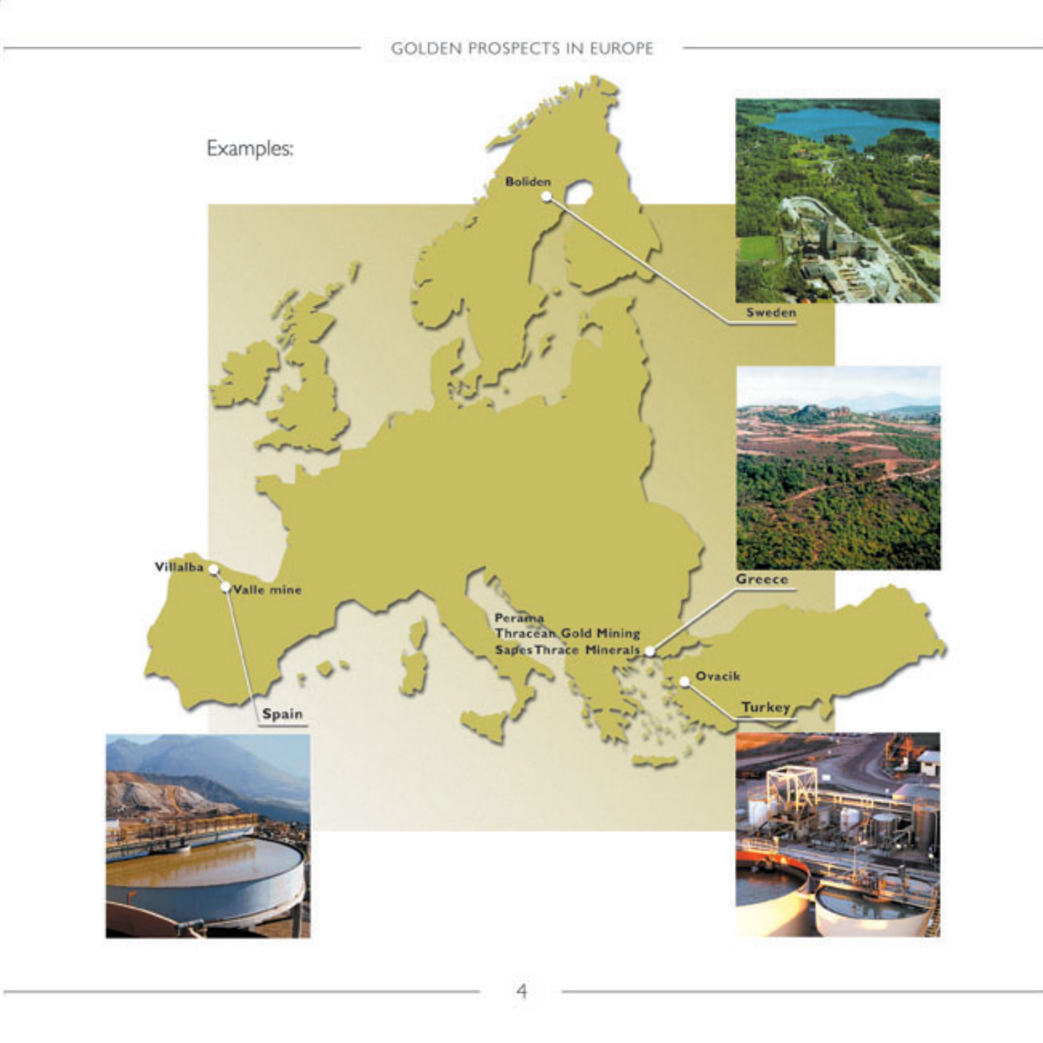Examples:

Boliden

Sweden

Villalba

Valle mine

Spain

Perama

Thracean Gold Mining

Sapes Thrace Minerals

Greece

Ovacik

Turkey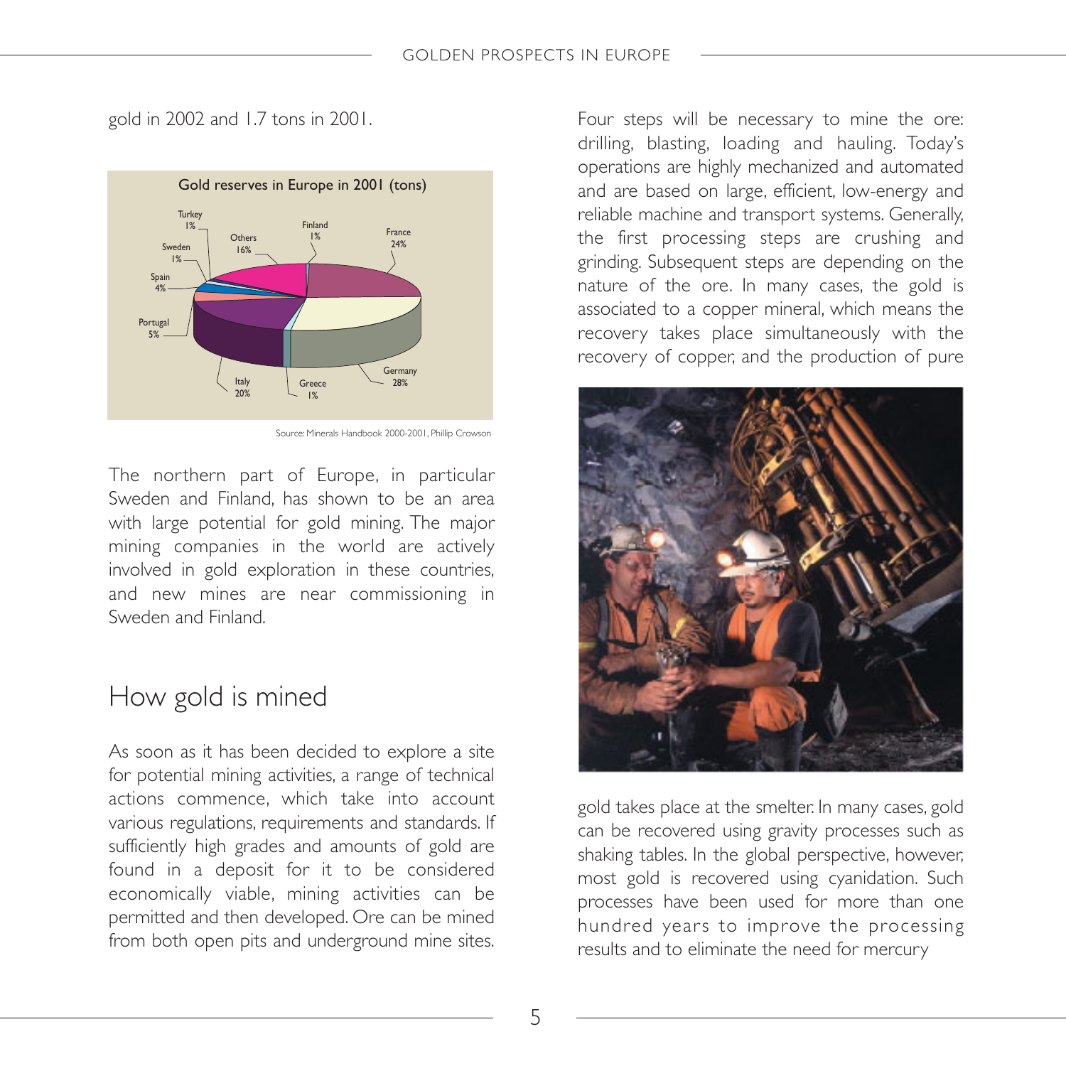gold in 2002 and 1.7 tons in 2001.

Gold reserves in Europe in 2001 (tons)

| Country | Share |
|---|---|
| Germany | 28% |
| France | 24% |
| Italy | 20% |
| Others | 16% |
| Portugal | 5% |
| Spain | 4% |
| Turkey | 1% |
| Sweden | 1% |
| Finland | 1% |
| Greece | 1% |

Source: Minerals Handbook 2000-2001, Phillip Crowson

The northern part of Europe, in particular Sweden and Finland, has shown to be an area with large potential for gold mining. The major mining companies in the world are actively involved in gold exploration in these countries, and new mines are near commissioning in Sweden and Finland.

## How gold is mined

As soon as it has been decided to explore a site for potential mining activities, a range of technical actions commence, which take into account various regulations, requirements and standards. If sufficiently high grades and amounts of gold are found in a deposit for it to be considered economically viable, mining activities can be permitted and then developed. Ore can be mined from both open pits and underground mine sites.

Four steps will be necessary to mine the ore: drilling, blasting, loading and hauling. Today's operations are highly mechanized and automated and are based on large, efficient, low-energy and reliable machine and transport systems. Generally, the first processing steps are crushing and grinding. Subsequent steps are depending on the nature of the ore. In many cases, the gold is associated to a copper mineral, which means the recovery takes place simultaneously with the recovery of copper, and the production of pure gold takes place at the smelter. In many cases, gold can be recovered using gravity processes such as shaking tables. In the global perspective, however, most gold is recovered using cyanidation. Such processes have been used for more than one hundred years to improve the processing results and to eliminate the need for mercury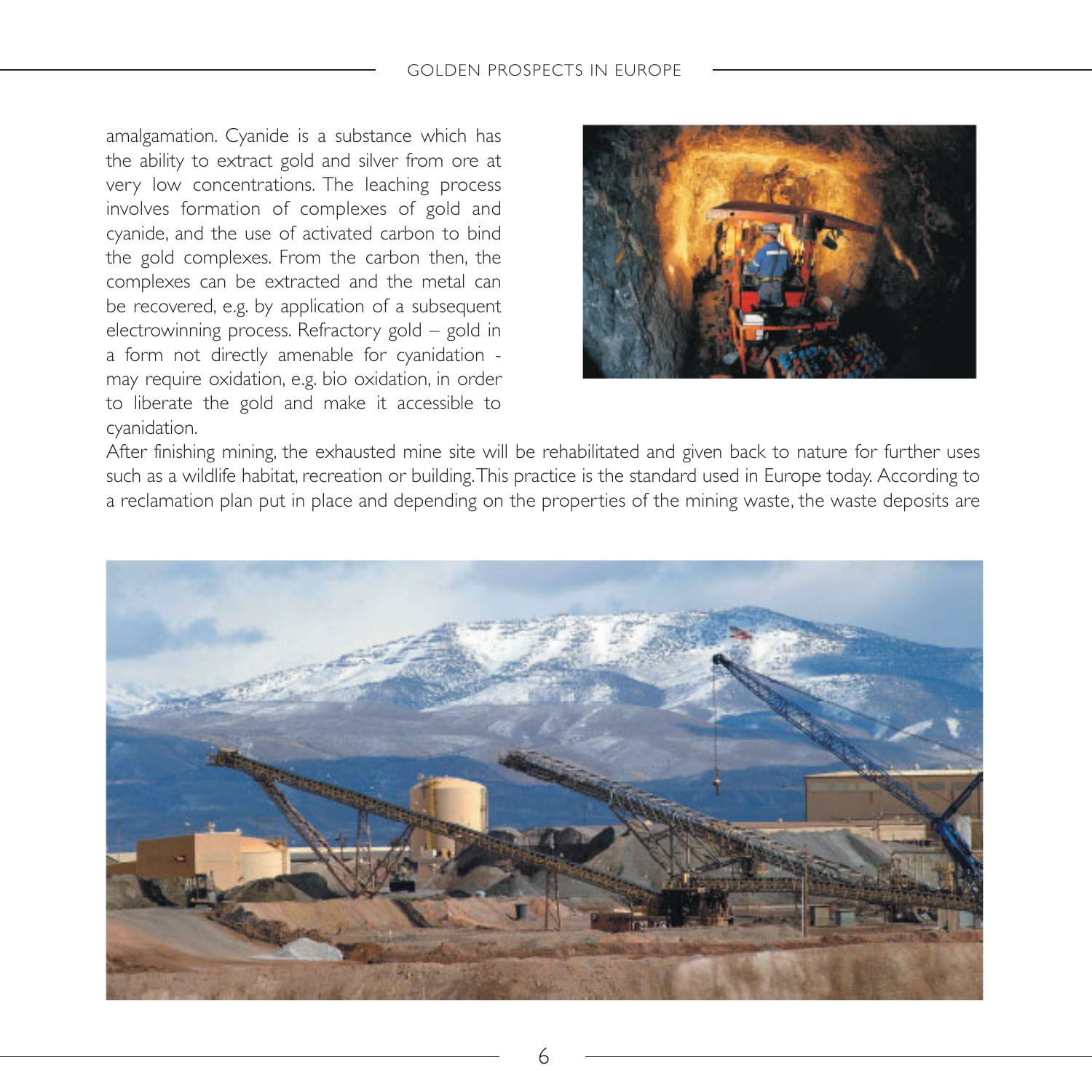amalgamation. Cyanide is a substance which has the ability to extract gold and silver from ore at very low concentrations. The leaching process involves formation of complexes of gold and cyanide, and the use of activated carbon to bind the gold complexes. From the carbon then, the complexes can be extracted and the metal can be recovered, e.g. by application of a subsequent electrowinning process. Refractory gold – gold in a form not directly amenable for cyanidation - may require oxidation, e.g. bio oxidation, in order to liberate the gold and make it accessible to cyanidation.

After finishing mining, the exhausted mine site will be rehabilitated and given back to nature for further uses such as a wildlife habitat, recreation or building. This practice is the standard used in Europe today. According to a reclamation plan put in place and depending on the properties of the mining waste, the waste deposits are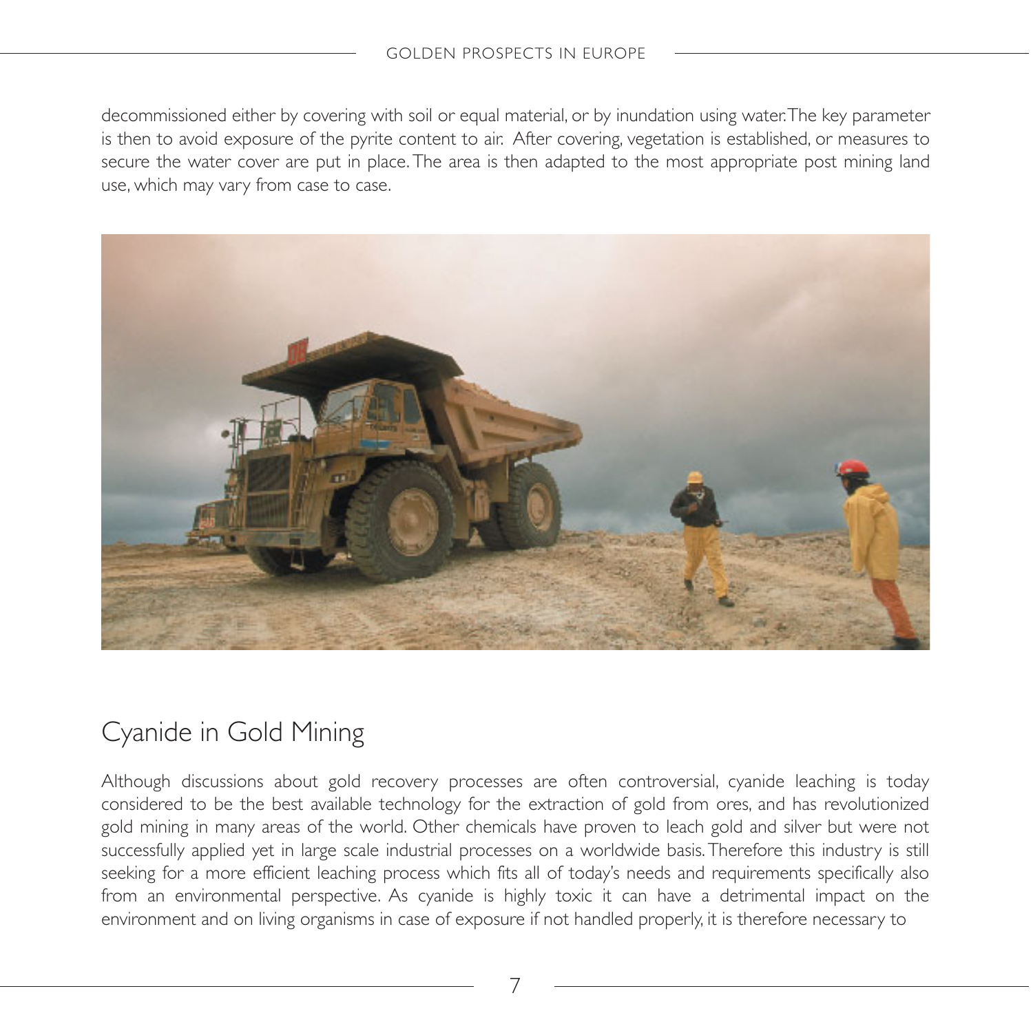decommissioned either by covering with soil or equal material, or by inundation using water. The key parameter is then to avoid exposure of the pyrite content to air. After covering, vegetation is established, or measures to secure the water cover are put in place. The area is then adapted to the most appropriate post mining land use, which may vary from case to case.

## Cyanide in Gold Mining

Although discussions about gold recovery processes are often controversial, cyanide leaching is today considered to be the best available technology for the extraction of gold from ores, and has revolutionized gold mining in many areas of the world. Other chemicals have proven to leach gold and silver but were not successfully applied yet in large scale industrial processes on a worldwide basis. Therefore this industry is still seeking for a more efficient leaching process which fits all of today's needs and requirements specifically also from an environmental perspective. As cyanide is highly toxic it can have a detrimental impact on the environment and on living organisms in case of exposure if not handled properly, it is therefore necessary to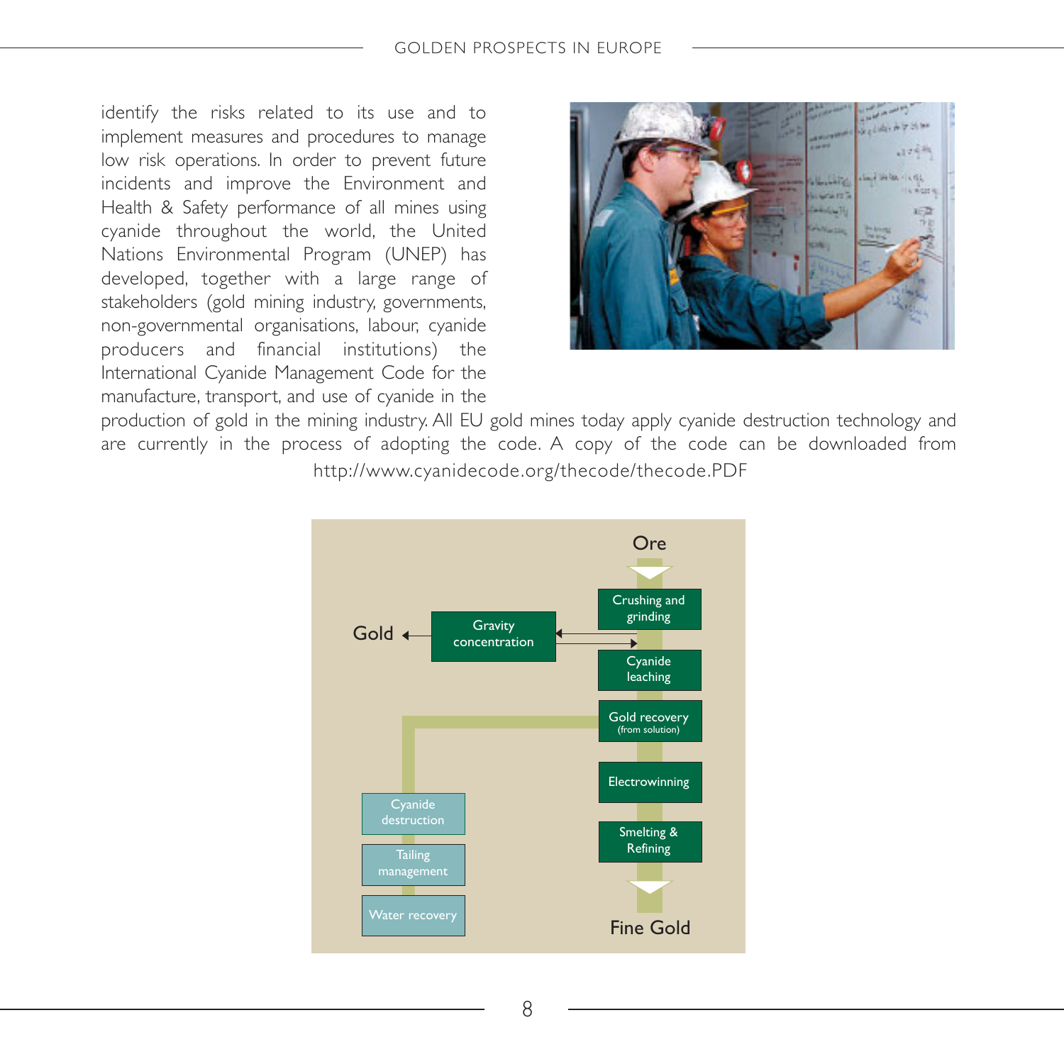identify the risks related to its use and to implement measures and procedures to manage low risk operations. In order to prevent future incidents and improve the Environment and Health & Safety performance of all mines using cyanide throughout the world, the United Nations Environmental Program (UNEP) has developed, together with a large range of stakeholders (gold mining industry, governments, non-governmental organisations, labour, cyanide producers and financial institutions) the International Cyanide Management Code for the manufacture, transport, and use of cyanide in the production of gold in the mining industry. All EU gold mines today apply cyanide destruction technology and are currently in the process of adopting the code. A copy of the code can be downloaded from http://www.cyanidecode.org/thecode/thecode.PDF

Ore

Crushing and grinding

Gold ← Gravity concentration

Cyanide leaching

Gold recovery (from solution)

Electrowinning

Smelting & Refining

Fine Gold

Cyanide destruction

Tailing management

Water recovery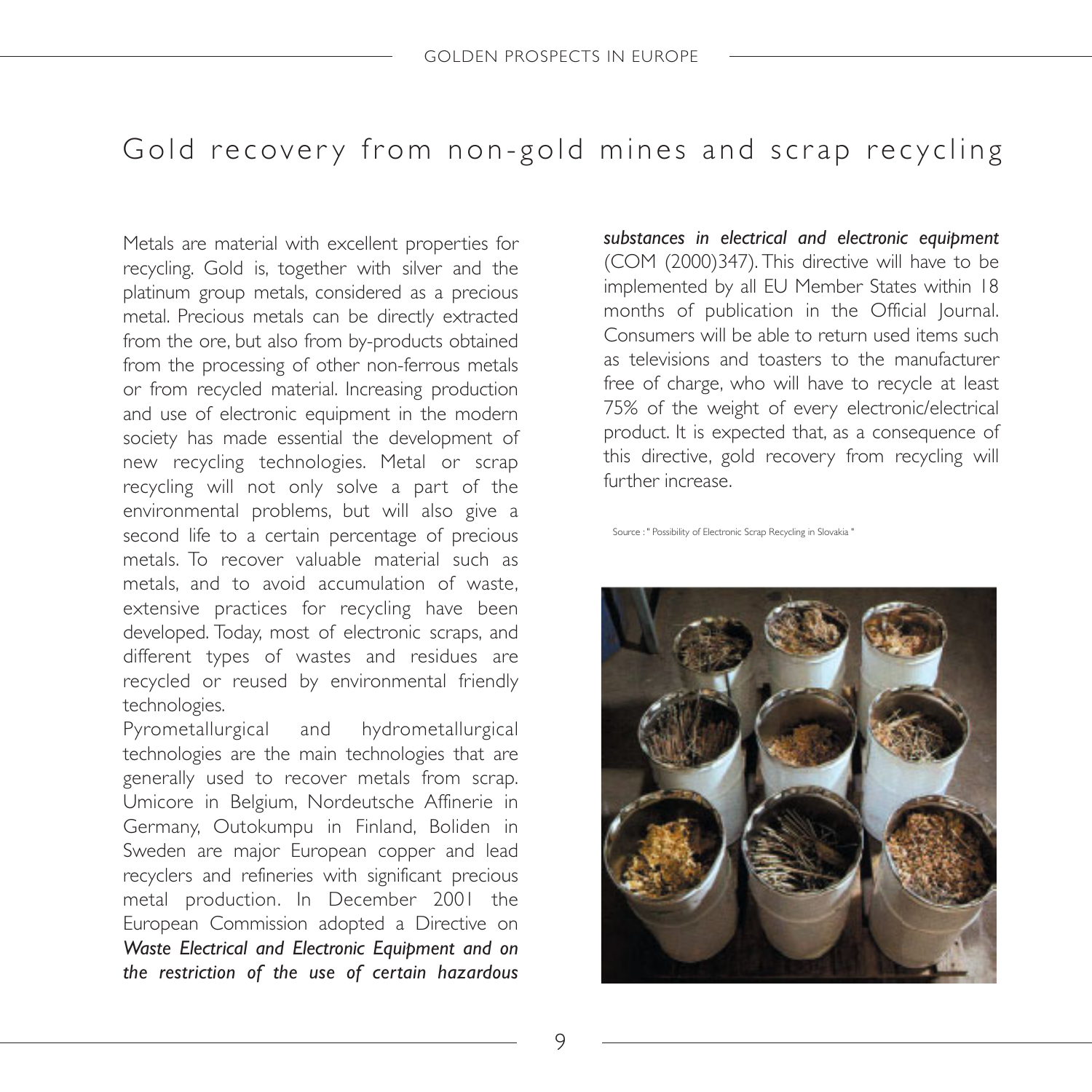# Gold recovery from non-gold mines and scrap recycling

Metals are material with excellent properties for recycling. Gold is, together with silver and the platinum group metals, considered as a precious metal. Precious metals can be directly extracted from the ore, but also from by-products obtained from the processing of other non-ferrous metals or from recycled material. Increasing production and use of electronic equipment in the modern society has made essential the development of new recycling technologies. Metal or scrap recycling will not only solve a part of the environmental problems, but will also give a second life to a certain percentage of precious metals. To recover valuable material such as metals, and to avoid accumulation of waste, extensive practices for recycling have been developed. Today, most of electronic scraps, and different types of wastes and residues are recycled or reused by environmental friendly technologies.

Pyrometallurgical and hydrometallurgical technologies are the main technologies that are generally used to recover metals from scrap. Umicore in Belgium, Nordeutsche Affinerie in Germany, Outokumpu in Finland, Boliden in Sweden are major European copper and lead recyclers and refineries with significant precious metal production. In December 2001 the European Commission adopted a Directive on ***Waste Electrical and Electronic Equipment and on the restriction of the use of certain hazardous substances in electrical and electronic equipment*** (COM (2000)347). This directive will have to be implemented by all EU Member States within 18 months of publication in the Official Journal. Consumers will be able to return used items such as televisions and toasters to the manufacturer free of charge, who will have to recycle at least 75% of the weight of every electronic/electrical product. It is expected that, as a consequence of this directive, gold recovery from recycling will further increase.

Source : " Possibility of Electronic Scrap Recycling in Slovakia "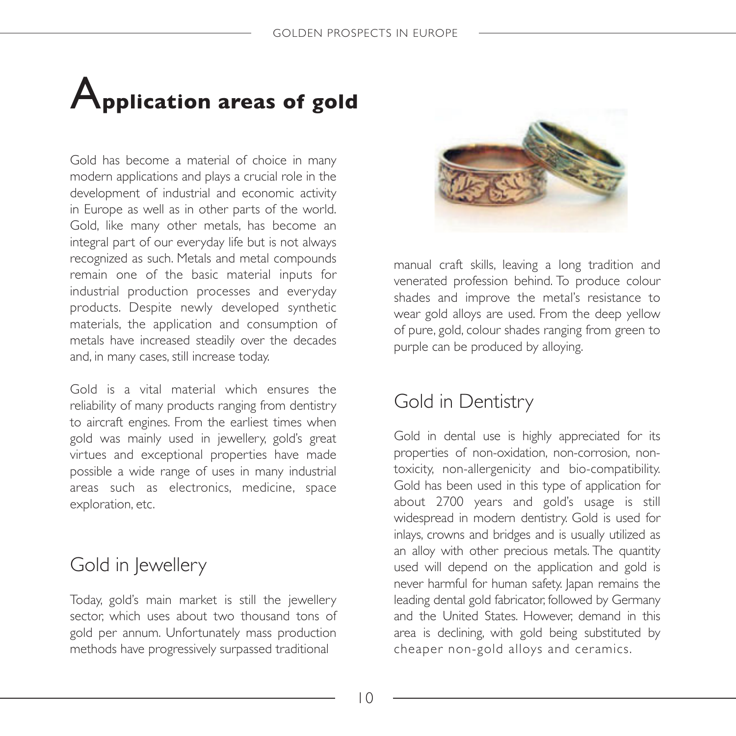# Application areas of gold

Gold has become a material of choice in many modern applications and plays a crucial role in the development of industrial and economic activity in Europe as well as in other parts of the world. Gold, like many other metals, has become an integral part of our everyday life but is not always recognized as such. Metals and metal compounds remain one of the basic material inputs for industrial production processes and everyday products. Despite newly developed synthetic materials, the application and consumption of metals have increased steadily over the decades and, in many cases, still increase today.

Gold is a vital material which ensures the reliability of many products ranging from dentistry to aircraft engines. From the earliest times when gold was mainly used in jewellery, gold's great virtues and exceptional properties have made possible a wide range of uses in many industrial areas such as electronics, medicine, space exploration, etc.

## Gold in Jewellery

Today, gold's main market is still the jewellery sector, which uses about two thousand tons of gold per annum. Unfortunately mass production methods have progressively surpassed traditional manual craft skills, leaving a long tradition and venerated profession behind. To produce colour shades and improve the metal's resistance to wear gold alloys are used. From the deep yellow of pure, gold, colour shades ranging from green to purple can be produced by alloying.

## Gold in Dentistry

Gold in dental use is highly appreciated for its properties of non-oxidation, non-corrosion, non-toxicity, non-allergenicity and bio-compatibility. Gold has been used in this type of application for about 2700 years and gold's usage is still widespread in modern dentistry. Gold is used for inlays, crowns and bridges and is usually utilized as an alloy with other precious metals. The quantity used will depend on the application and gold is never harmful for human safety. Japan remains the leading dental gold fabricator, followed by Germany and the United States. However, demand in this area is declining, with gold being substituted by cheaper non-gold alloys and ceramics.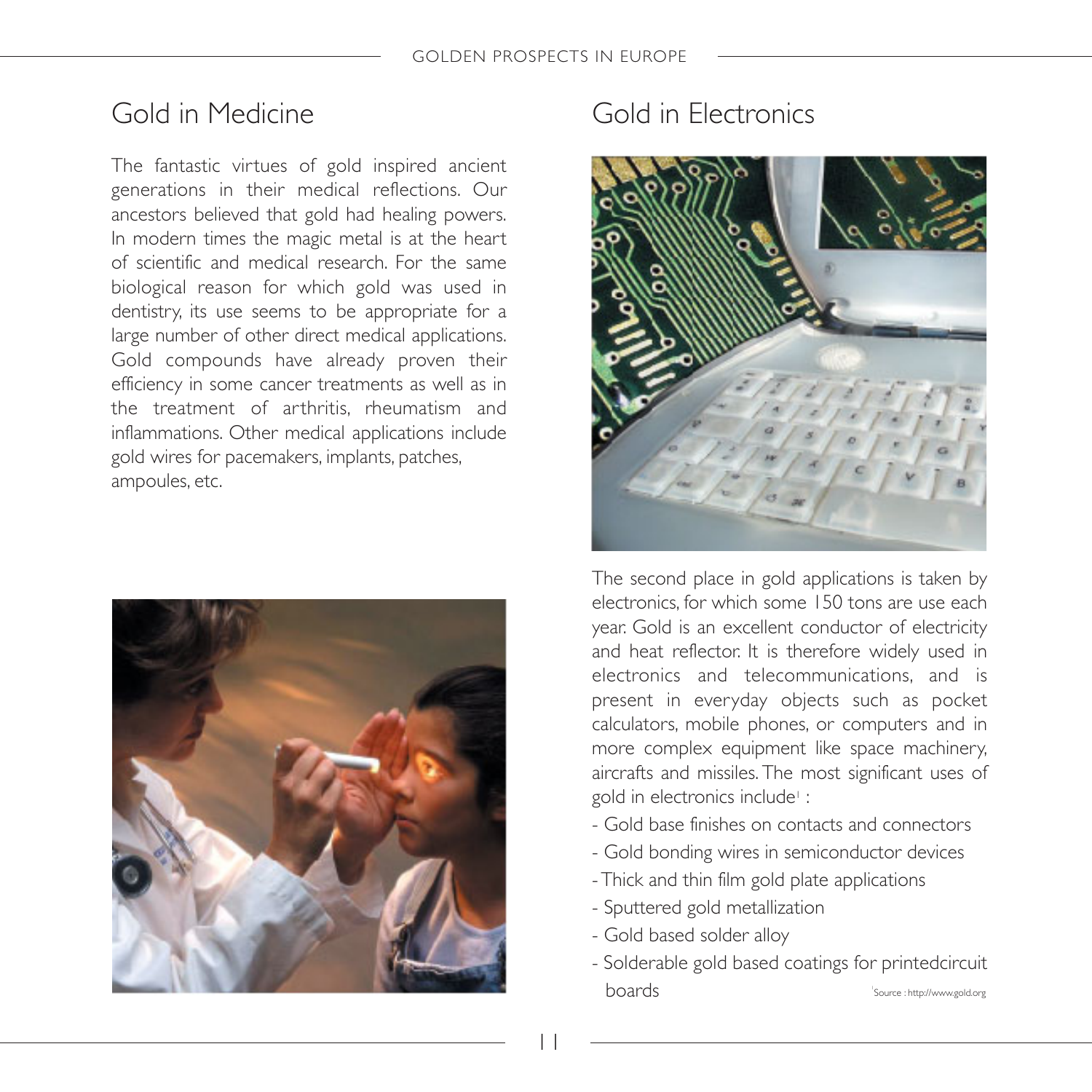## Gold in Medicine

The fantastic virtues of gold inspired ancient generations in their medical reflections. Our ancestors believed that gold had healing powers. In modern times the magic metal is at the heart of scientific and medical research. For the same biological reason for which gold was used in dentistry, its use seems to be appropriate for a large number of other direct medical applications. Gold compounds have already proven their efficiency in some cancer treatments as well as in the treatment of arthritis, rheumatism and inflammations. Other medical applications include gold wires for pacemakers, implants, patches, ampoules, etc.

## Gold in Electronics

The second place in gold applications is taken by electronics, for which some 150 tons are use each year. Gold is an excellent conductor of electricity and heat reflector. It is therefore widely used in electronics and telecommunications, and is present in everyday objects such as pocket calculators, mobile phones, or computers and in more complex equipment like space machinery, aircrafts and missiles. The most significant uses of gold in electronics include[1] :

- Gold base finishes on contacts and connectors
- Gold bonding wires in semiconductor devices
- Thick and thin film gold plate applications
- Sputtered gold metallization
- Gold based solder alloy
- Solderable gold based coatings for printedcircuit boards

[1]Source : http://www.gold.org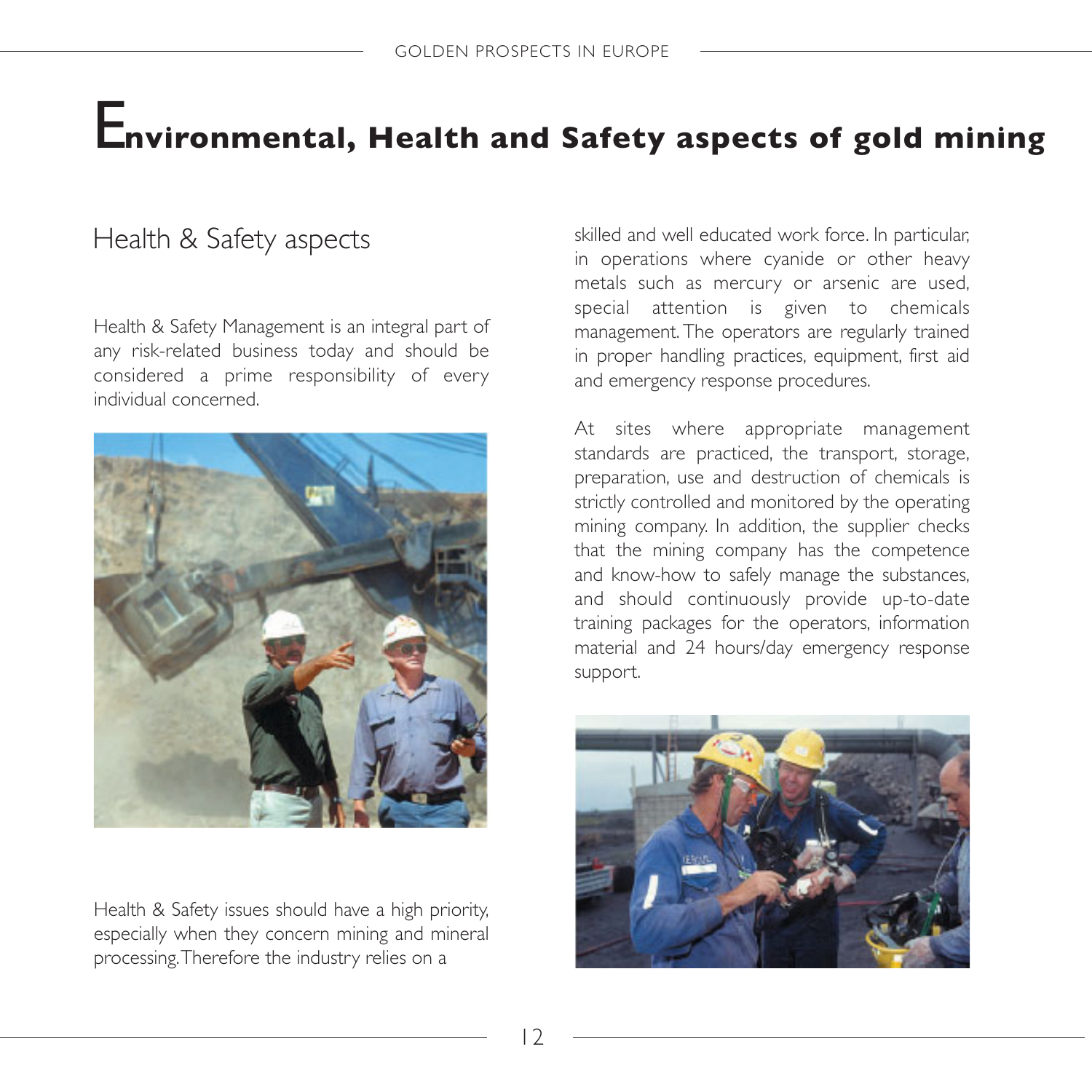# Environmental, Health and Safety aspects of gold mining

## Health & Safety aspects

Health & Safety Management is an integral part of any risk-related business today and should be considered a prime responsibility of every individual concerned.

Health & Safety issues should have a high priority, especially when they concern mining and mineral processing. Therefore the industry relies on a skilled and well educated work force. In particular, in operations where cyanide or other heavy metals such as mercury or arsenic are used, special attention is given to chemicals management. The operators are regularly trained in proper handling practices, equipment, first aid and emergency response procedures.

At sites where appropriate management standards are practiced, the transport, storage, preparation, use and destruction of chemicals is strictly controlled and monitored by the operating mining company. In addition, the supplier checks that the mining company has the competence and know-how to safely manage the substances, and should continuously provide up-to-date training packages for the operators, information material and 24 hours/day emergency response support.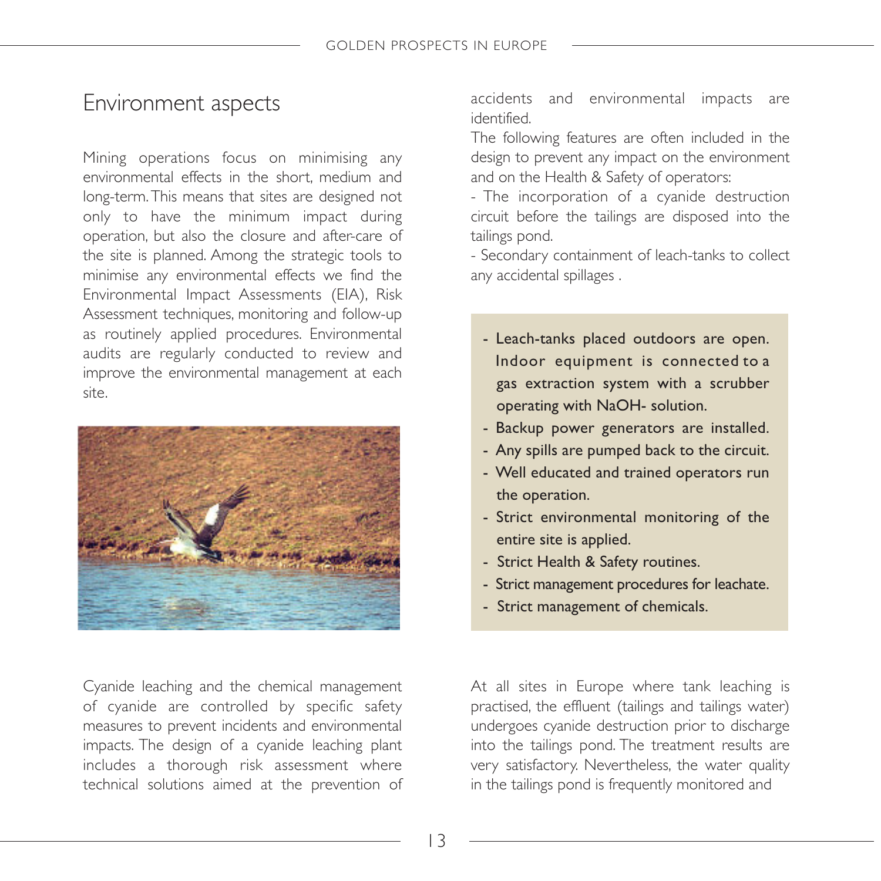## Environment aspects

Mining operations focus on minimising any environmental effects in the short, medium and long-term. This means that sites are designed not only to have the minimum impact during operation, but also the closure and after-care of the site is planned. Among the strategic tools to minimise any environmental effects we find the Environmental Impact Assessments (EIA), Risk Assessment techniques, monitoring and follow-up as routinely applied procedures. Environmental audits are regularly conducted to review and improve the environmental management at each site.

Cyanide leaching and the chemical management of cyanide are controlled by specific safety measures to prevent incidents and environmental impacts. The design of a cyanide leaching plant includes a thorough risk assessment where technical solutions aimed at the prevention of accidents and environmental impacts are identified.

The following features are often included in the design to prevent any impact on the environment and on the Health & Safety of operators:

- The incorporation of a cyanide destruction circuit before the tailings are disposed into the tailings pond.
- Secondary containment of leach-tanks to collect any accidental spillages .

- Leach-tanks placed outdoors are open. Indoor equipment is connected to a gas extraction system with a scrubber operating with NaOH- solution.
- Backup power generators are installed.
- Any spills are pumped back to the circuit.
- Well educated and trained operators run the operation.
- Strict environmental monitoring of the entire site is applied.
- Strict Health & Safety routines.
- Strict management procedures for leachate.
- Strict management of chemicals.

At all sites in Europe where tank leaching is practised, the effluent (tailings and tailings water) undergoes cyanide destruction prior to discharge into the tailings pond. The treatment results are very satisfactory. Nevertheless, the water quality in the tailings pond is frequently monitored and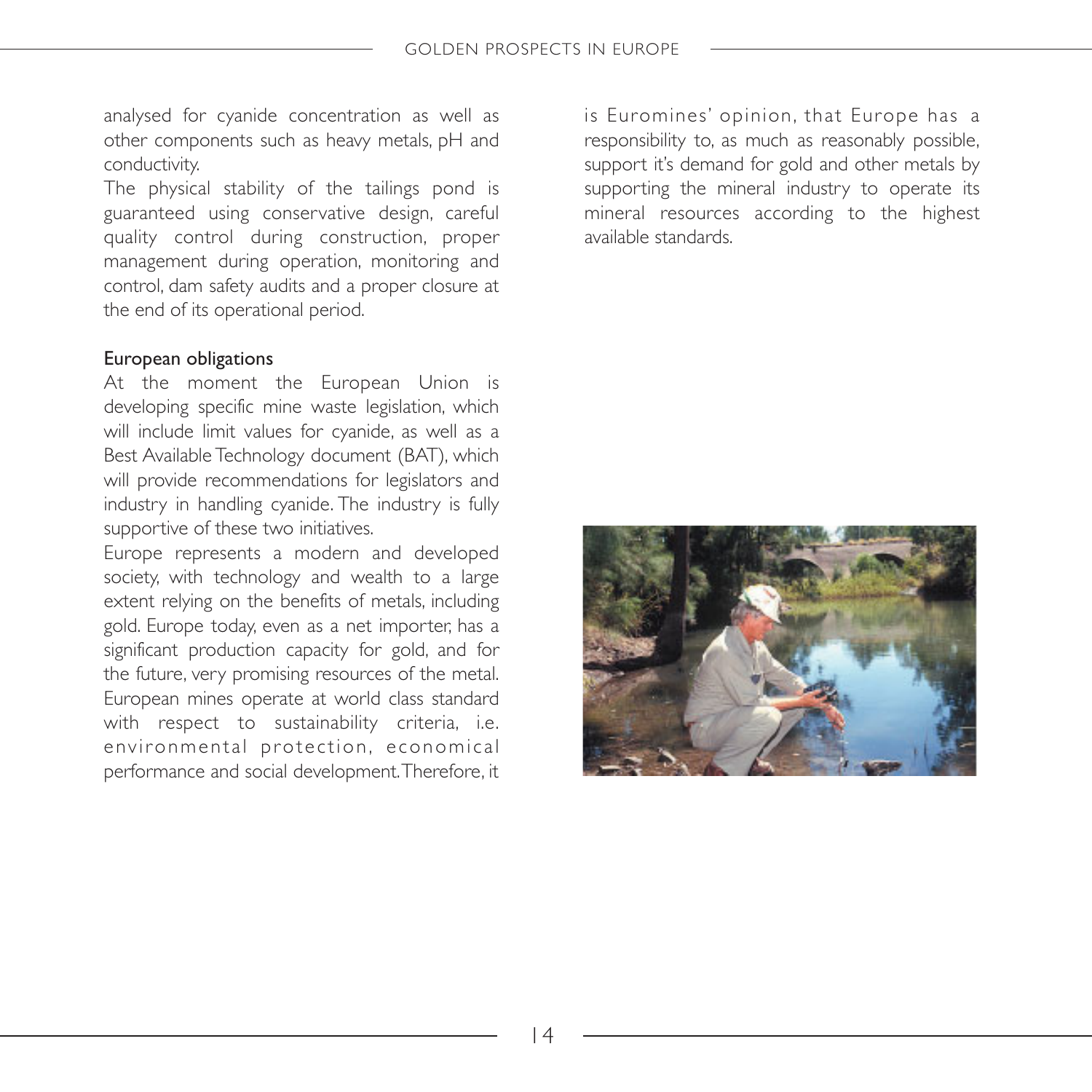analysed for cyanide concentration as well as other components such as heavy metals, pH and conductivity.

The physical stability of the tailings pond is guaranteed using conservative design, careful quality control during construction, proper management during operation, monitoring and control, dam safety audits and a proper closure at the end of its operational period.

## European obligations

At the moment the European Union is developing specific mine waste legislation, which will include limit values for cyanide, as well as a Best Available Technology document (BAT), which will provide recommendations for legislators and industry in handling cyanide. The industry is fully supportive of these two initiatives.

Europe represents a modern and developed society, with technology and wealth to a large extent relying on the benefits of metals, including gold. Europe today, even as a net importer, has a significant production capacity for gold, and for the future, very promising resources of the metal. European mines operate at world class standard with respect to sustainability criteria, i.e. environmental protection, economical performance and social development. Therefore, it is Euromines' opinion, that Europe has a responsibility to, as much as reasonably possible, support it's demand for gold and other metals by supporting the mineral industry to operate its mineral resources according to the highest available standards.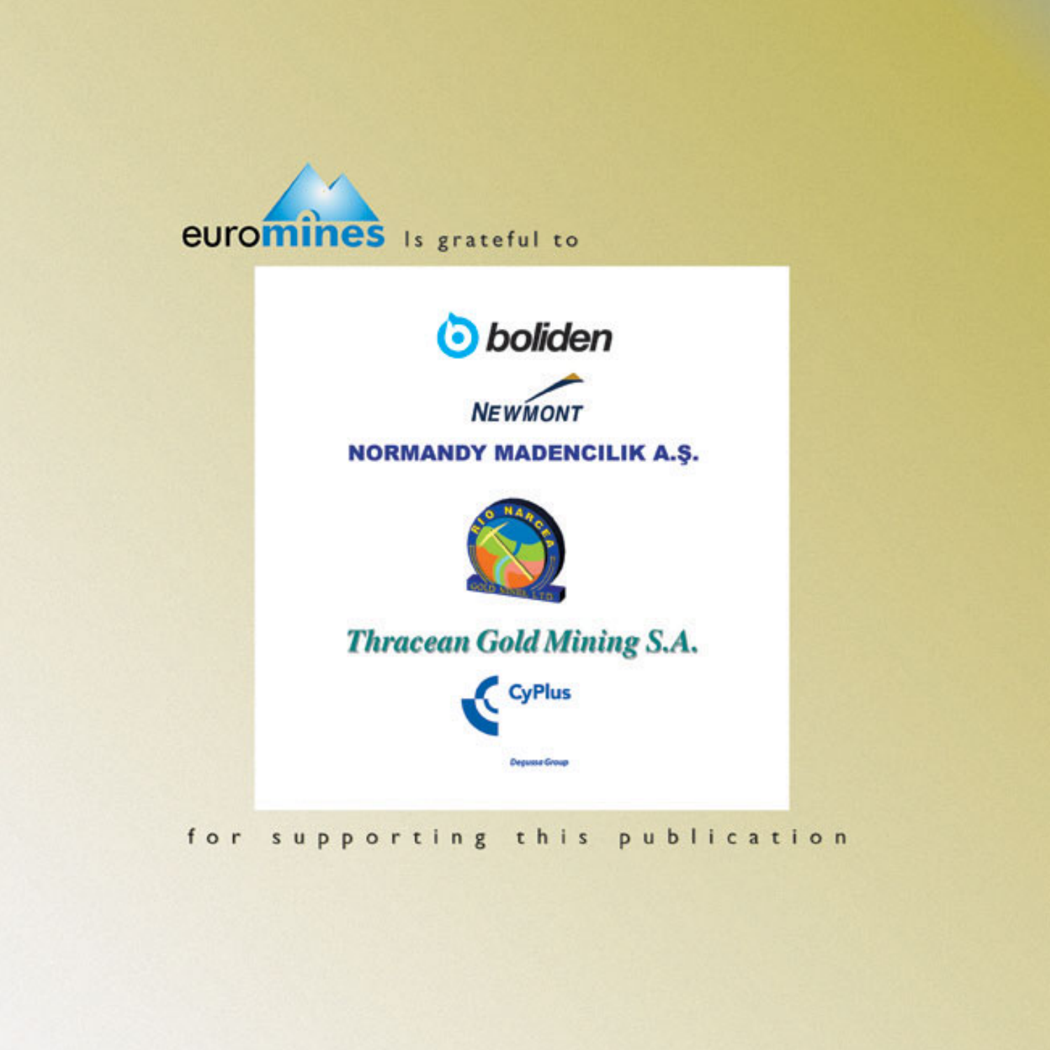euromines Is grateful to

boliden

NEWMONT

NORMANDY MADENCILIK A.Ş.

RIO NARCEA GOLD MINES LTD

Thracean Gold Mining S.A.

CyPlus

Degussa Group

for supporting this publication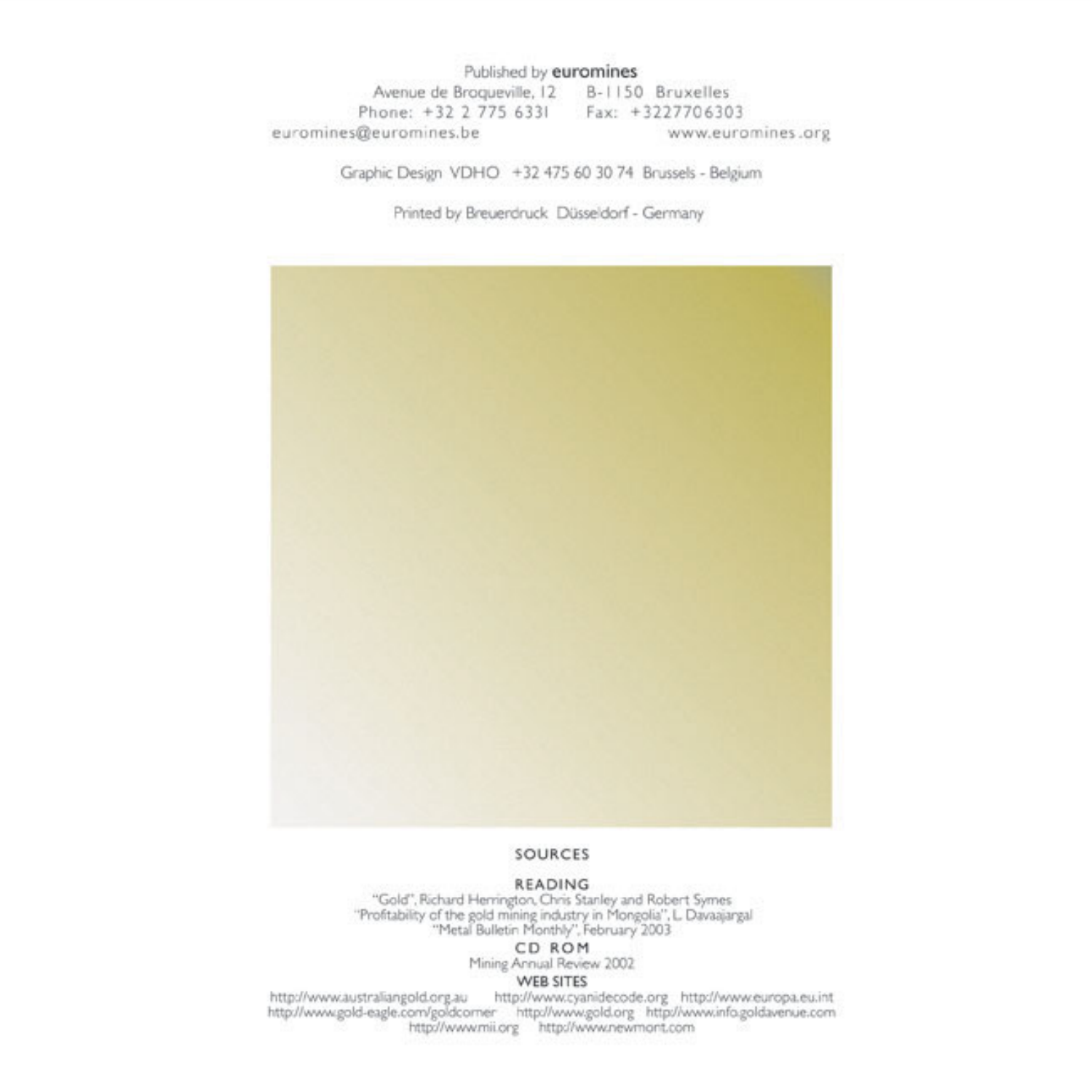Published by **euromines**

Avenue de Broqueville, 12    B-1150 Bruxelles

Phone: +32 2 775 6331    Fax: +3227706303

euromines@euromines.be    www.euromines.org

Graphic Design VDHO +32 475 60 30 74 Brussels - Belgium

Printed by Breuerdruck Düsseldorf - Germany

## SOURCES

### READING

"Gold", Richard Herrington, Chris Stanley and Robert Symes

"Profitability of the gold mining industry in Mongolia", L. Davaajargal

"Metal Bulletin Monthly", February 2003

### CD ROM

Mining Annual Review 2002

### WEB SITES

http://www.australiangold.org.au    http://www.cyanidecode.org    http://www.europa.eu.int

http://www.gold-eagle.com/goldcorner    http://www.gold.org    http://www.info.goldavenue.com

http://www.mii.org    http://www.newmont.com